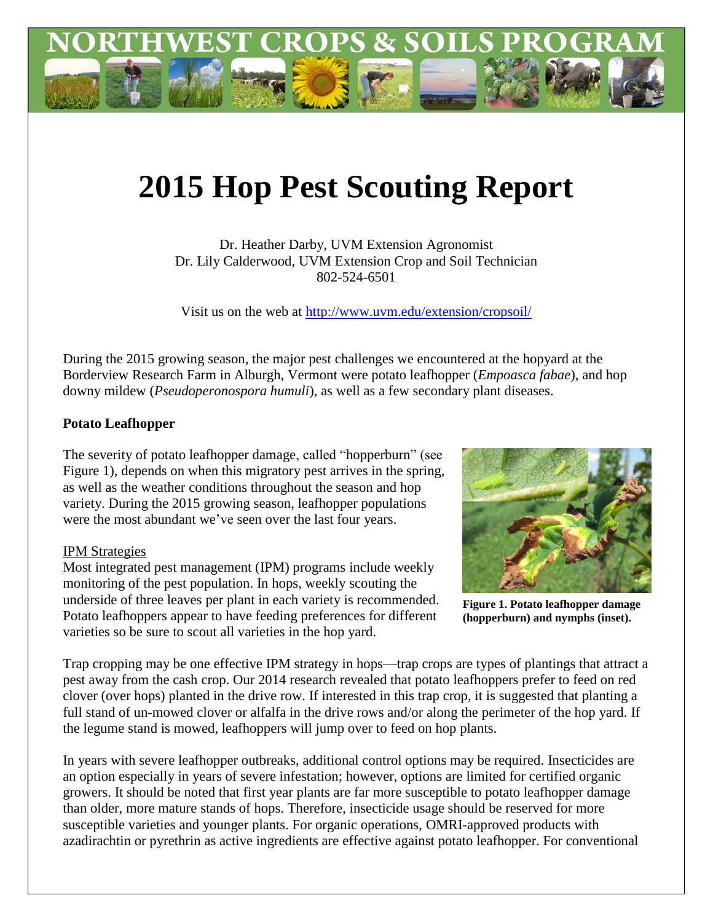# 2015 Hop Pest Scouting Report

Dr. Heather Darby, UVM Extension Agronomist
Dr. Lily Calderwood, UVM Extension Crop and Soil Technician
802-524-6501

Visit us on the web at http://www.uvm.edu/extension/cropsoil/

During the 2015 growing season, the major pest challenges we encountered at the hopyard at the Borderview Research Farm in Alburgh, Vermont were potato leafhopper (*Empoasca fabae*), and hop downy mildew (*Pseudoperonospora humuli*), as well as a few secondary plant diseases.

**Potato Leafhopper**

The severity of potato leafhopper damage, called "hopperburn" (see Figure 1), depends on when this migratory pest arrives in the spring, as well as the weather conditions throughout the season and hop variety. During the 2015 growing season, leafhopper populations were the most abundant we've seen over the last four years.

**Figure 1. Potato leafhopper damage (hopperburn) and nymphs (inset).**

IPM Strategies

Most integrated pest management (IPM) programs include weekly monitoring of the pest population. In hops, weekly scouting the underside of three leaves per plant in each variety is recommended. Potato leafhoppers appear to have feeding preferences for different varieties so be sure to scout all varieties in the hop yard.

Trap cropping may be one effective IPM strategy in hops—trap crops are types of plantings that attract a pest away from the cash crop. Our 2014 research revealed that potato leafhoppers prefer to feed on red clover (over hops) planted in the drive row. If interested in this trap crop, it is suggested that planting a full stand of un-mowed clover or alfalfa in the drive rows and/or along the perimeter of the hop yard. If the legume stand is mowed, leafhoppers will jump over to feed on hop plants.

In years with severe leafhopper outbreaks, additional control options may be required. Insecticides are an option especially in years of severe infestation; however, options are limited for certified organic growers. It should be noted that first year plants are far more susceptible to potato leafhopper damage than older, more mature stands of hops. Therefore, insecticide usage should be reserved for more susceptible varieties and younger plants. For organic operations, OMRI-approved products with azadirachtin or pyrethrin as active ingredients are effective against potato leafhopper. For conventional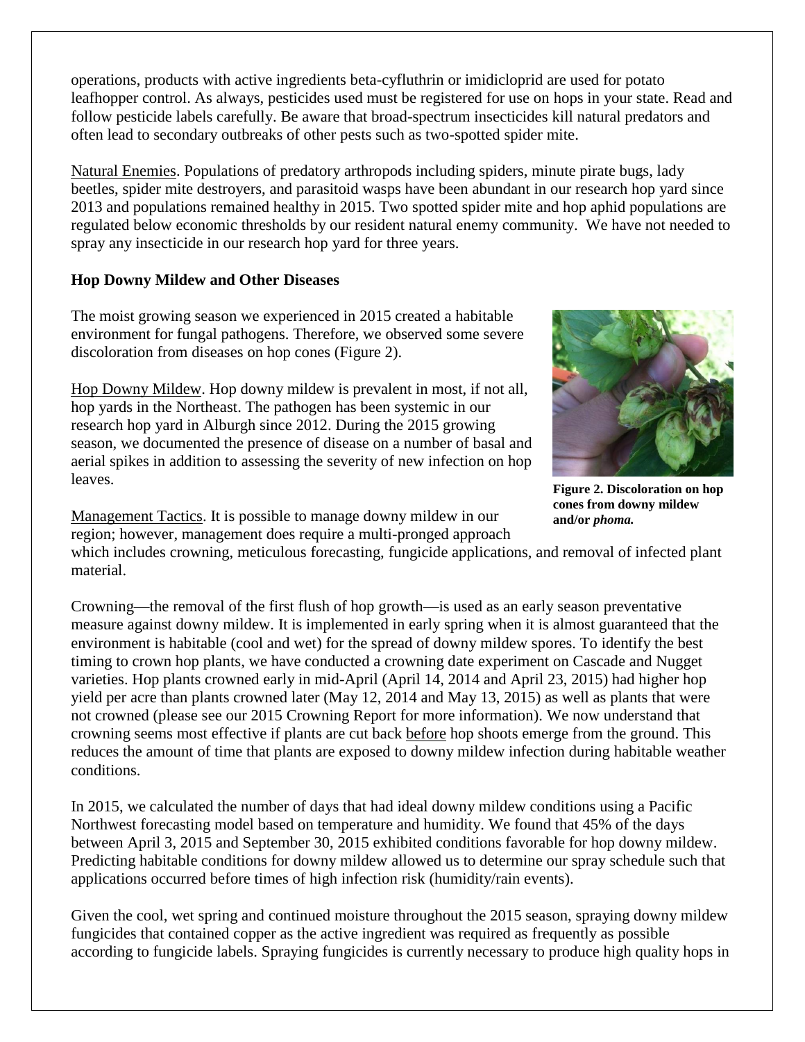operations, products with active ingredients beta-cyfluthrin or imidicloprid are used for potato leafhopper control. As always, pesticides used must be registered for use on hops in your state. Read and follow pesticide labels carefully. Be aware that broad-spectrum insecticides kill natural predators and often lead to secondary outbreaks of other pests such as two-spotted spider mite.

Natural Enemies. Populations of predatory arthropods including spiders, minute pirate bugs, lady beetles, spider mite destroyers, and parasitoid wasps have been abundant in our research hop yard since 2013 and populations remained healthy in 2015. Two spotted spider mite and hop aphid populations are regulated below economic thresholds by our resident natural enemy community. We have not needed to spray any insecticide in our research hop yard for three years.

**Hop Downy Mildew and Other Diseases**

The moist growing season we experienced in 2015 created a habitable environment for fungal pathogens. Therefore, we observed some severe discoloration from diseases on hop cones (Figure 2).

**Figure 2. Discoloration on hop cones from downy mildew and/or *phoma.***

Hop Downy Mildew. Hop downy mildew is prevalent in most, if not all, hop yards in the Northeast. The pathogen has been systemic in our research hop yard in Alburgh since 2012. During the 2015 growing season, we documented the presence of disease on a number of basal and aerial spikes in addition to assessing the severity of new infection on hop leaves.

Management Tactics. It is possible to manage downy mildew in our region; however, management does require a multi-pronged approach which includes crowning, meticulous forecasting, fungicide applications, and removal of infected plant material.

Crowning—the removal of the first flush of hop growth—is used as an early season preventative measure against downy mildew. It is implemented in early spring when it is almost guaranteed that the environment is habitable (cool and wet) for the spread of downy mildew spores. To identify the best timing to crown hop plants, we have conducted a crowning date experiment on Cascade and Nugget varieties. Hop plants crowned early in mid-April (April 14, 2014 and April 23, 2015) had higher hop yield per acre than plants crowned later (May 12, 2014 and May 13, 2015) as well as plants that were not crowned (please see our 2015 Crowning Report for more information). We now understand that crowning seems most effective if plants are cut back before hop shoots emerge from the ground. This reduces the amount of time that plants are exposed to downy mildew infection during habitable weather conditions.

In 2015, we calculated the number of days that had ideal downy mildew conditions using a Pacific Northwest forecasting model based on temperature and humidity. We found that 45% of the days between April 3, 2015 and September 30, 2015 exhibited conditions favorable for hop downy mildew. Predicting habitable conditions for downy mildew allowed us to determine our spray schedule such that applications occurred before times of high infection risk (humidity/rain events).

Given the cool, wet spring and continued moisture throughout the 2015 season, spraying downy mildew fungicides that contained copper as the active ingredient was required as frequently as possible according to fungicide labels. Spraying fungicides is currently necessary to produce high quality hops in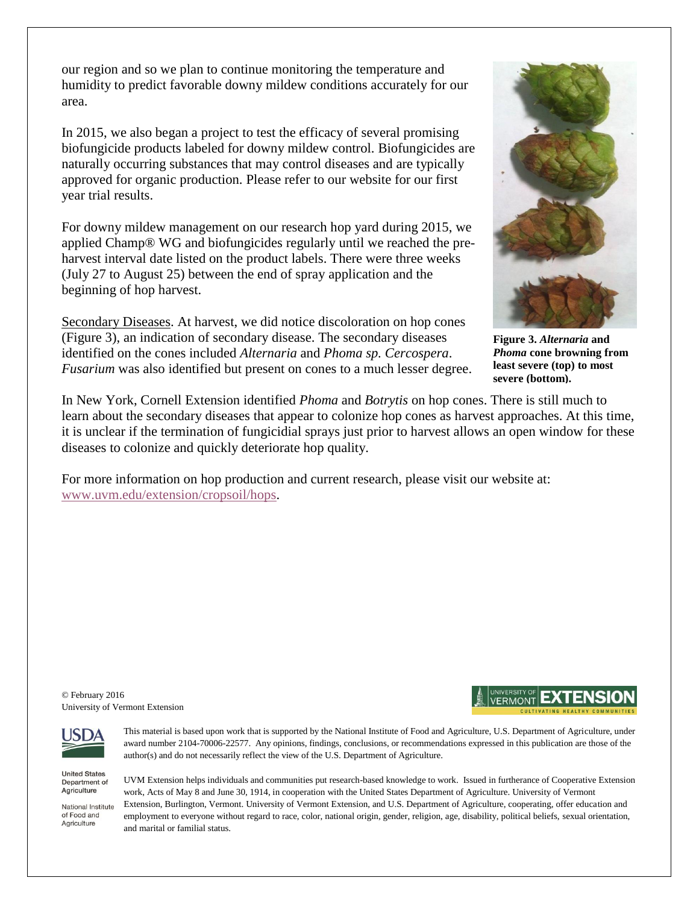our region and so we plan to continue monitoring the temperature and humidity to predict favorable downy mildew conditions accurately for our area.

In 2015, we also began a project to test the efficacy of several promising biofungicide products labeled for downy mildew control. Biofungicides are naturally occurring substances that may control diseases and are typically approved for organic production. Please refer to our website for our first year trial results.

For downy mildew management on our research hop yard during 2015, we applied Champ® WG and biofungicides regularly until we reached the pre-harvest interval date listed on the product labels. There were three weeks (July 27 to August 25) between the end of spray application and the beginning of hop harvest.

Secondary Diseases. At harvest, we did notice discoloration on hop cones (Figure 3), an indication of secondary disease. The secondary diseases identified on the cones included *Alternaria* and *Phoma sp. Cercospera*. *Fusarium* was also identified but present on cones to a much lesser degree.

**Figure 3. *Alternaria* and *Phoma* cone browning from least severe (top) to most severe (bottom).**

In New York, Cornell Extension identified *Phoma* and *Botrytis* on hop cones. There is still much to learn about the secondary diseases that appear to colonize hop cones as harvest approaches. At this time, it is unclear if the termination of fungicidial sprays just prior to harvest allows an open window for these diseases to colonize and quickly deteriorate hop quality.

For more information on hop production and current research, please visit our website at: www.uvm.edu/extension/cropsoil/hops.

© February 2016
University of Vermont Extension

This material is based upon work that is supported by the National Institute of Food and Agriculture, U.S. Department of Agriculture, under award number 2104-70006-22577. Any opinions, findings, conclusions, or recommendations expressed in this publication are those of the author(s) and do not necessarily reflect the view of the U.S. Department of Agriculture.

UVM Extension helps individuals and communities put research-based knowledge to work. Issued in furtherance of Cooperative Extension work, Acts of May 8 and June 30, 1914, in cooperation with the United States Department of Agriculture. University of Vermont Extension, Burlington, Vermont. University of Vermont Extension, and U.S. Department of Agriculture, cooperating, offer education and employment to everyone without regard to race, color, national origin, gender, religion, age, disability, political beliefs, sexual orientation, and marital or familial status.